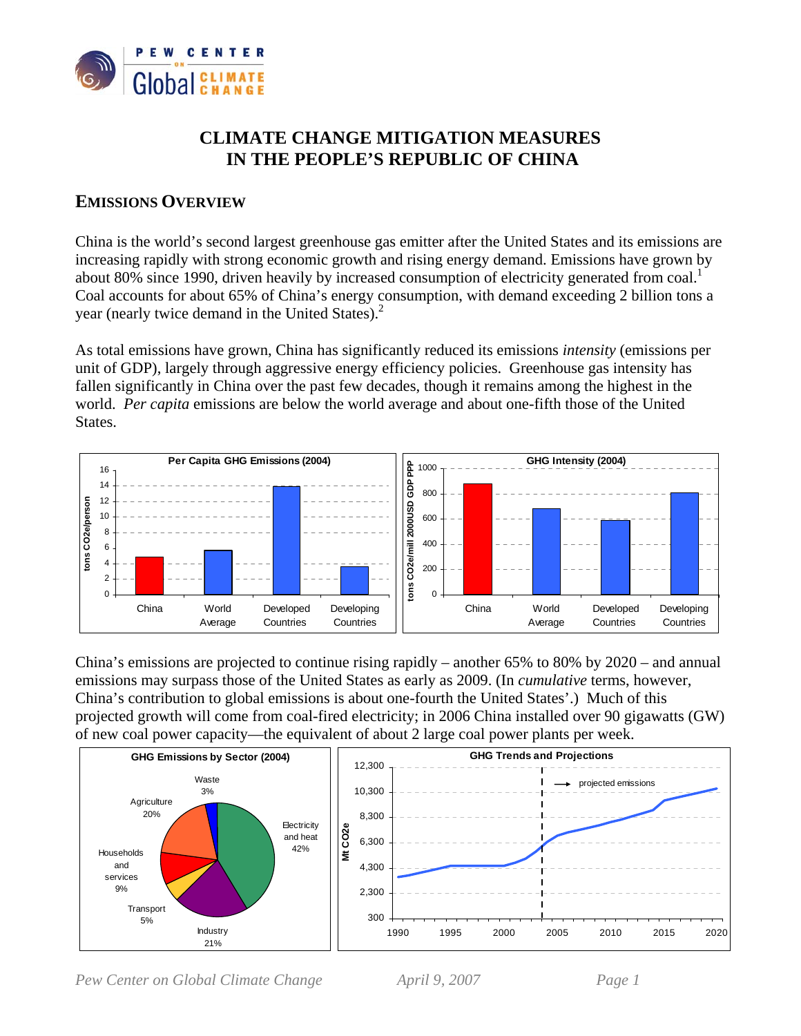# CLIMATE CHANGE MITIGATION MEASURES IN THE PEOPLE'S REPUBLIC OF CHINA

## EMISSIONS OVERVIEW

China is the world's second largest greenhouse gas emitter after the United States and its emissions are increasing rapidly with strong economic growth and rising energy demand. Emissions have grown by about 80% since 1990, driven heavily by increased consumption of electricity generated from coal.[1] Coal accounts for about 65% of China's energy consumption, with demand exceeding 2 billion tons a year (nearly twice demand in the United States).[2]

As total emissions have grown, China has significantly reduced its emissions *intensity* (emissions per unit of GDP), largely through aggressive energy efficiency policies. Greenhouse gas intensity has fallen significantly in China over the past few decades, though it remains among the highest in the world. *Per capita* emissions are below the world average and about one-fifth those of the United States.

China's emissions are projected to continue rising rapidly – another 65% to 80% by 2020 – and annual emissions may surpass those of the United States as early as 2009. (In *cumulative* terms, however, China's contribution to global emissions is about one-fourth the United States'.) Much of this projected growth will come from coal-fired electricity; in 2006 China installed over 90 gigawatts (GW) of new coal power capacity—the equivalent of about 2 large coal power plants per week.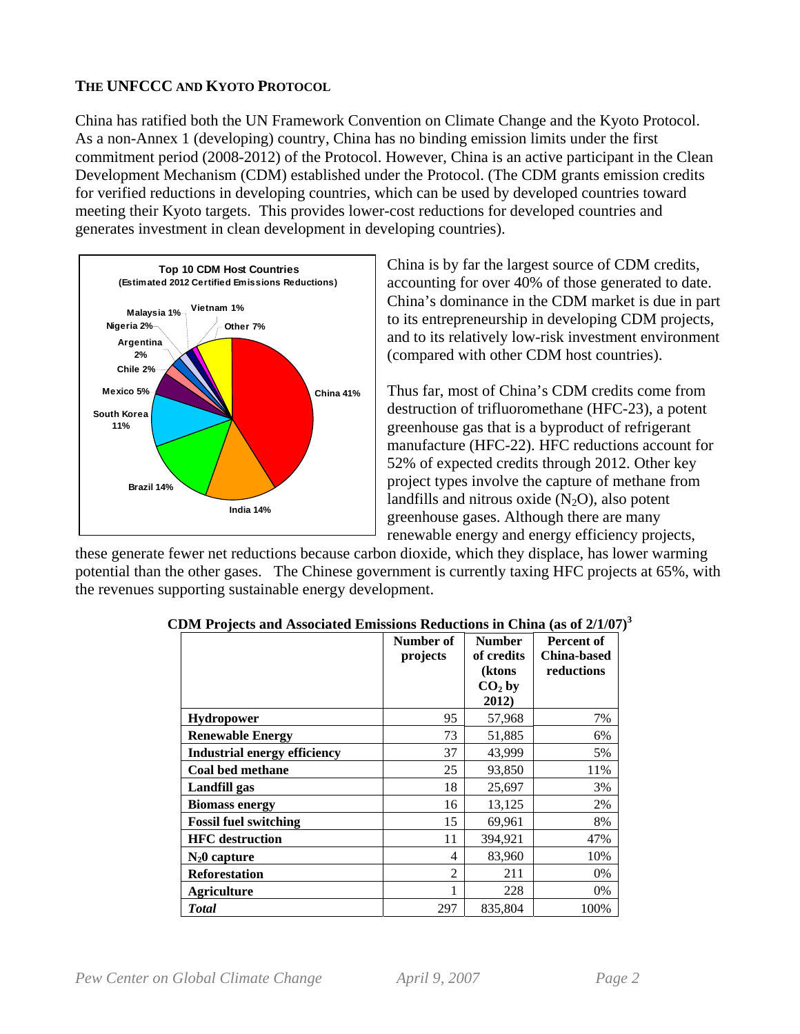## THE UNFCCC AND KYOTO PROTOCOL

China has ratified both the UN Framework Convention on Climate Change and the Kyoto Protocol. As a non-Annex 1 (developing) country, China has no binding emission limits under the first commitment period (2008-2012) of the Protocol. However, China is an active participant in the Clean Development Mechanism (CDM) established under the Protocol. (The CDM grants emission credits for verified reductions in developing countries, which can be used by developed countries toward meeting their Kyoto targets. This provides lower-cost reductions for developed countries and generates investment in clean development in developing countries).

China is by far the largest source of CDM credits, accounting for over 40% of those generated to date. China's dominance in the CDM market is due in part to its entrepreneurship in developing CDM projects, and to its relatively low-risk investment environment (compared with other CDM host countries).

Thus far, most of China's CDM credits come from destruction of trifluoromethane (HFC-23), a potent greenhouse gas that is a byproduct of refrigerant manufacture (HFC-22). HFC reductions account for 52% of expected credits through 2012. Other key project types involve the capture of methane from landfills and nitrous oxide ($N_2O$), also potent greenhouse gases. Although there are many renewable energy and energy efficiency projects, these generate fewer net reductions because carbon dioxide, which they displace, has lower warming potential than the other gases. The Chinese government is currently taxing HFC projects at 65%, with the revenues supporting sustainable energy development.

**CDM Projects and Associated Emissions Reductions in China (as of 2/1/07)[3]**

| | Number of projects | Number of credits (ktons $CO_2$ by 2012) | Percent of China-based reductions |
|---|---|---|---|
| **Hydropower** | 95 | 57,968 | 7% |
| **Renewable Energy** | 73 | 51,885 | 6% |
| **Industrial energy efficiency** | 37 | 43,999 | 5% |
| **Coal bed methane** | 25 | 93,850 | 11% |
| **Landfill gas** | 18 | 25,697 | 3% |
| **Biomass energy** | 16 | 13,125 | 2% |
| **Fossil fuel switching** | 15 | 69,961 | 8% |
| **HFC destruction** | 11 | 394,921 | 47% |
| **$N_2$0 capture** | 4 | 83,960 | 10% |
| **Reforestation** | 2 | 211 | 0% |
| **Agriculture** | 1 | 228 | 0% |
| ***Total*** | 297 | 835,804 | 100% |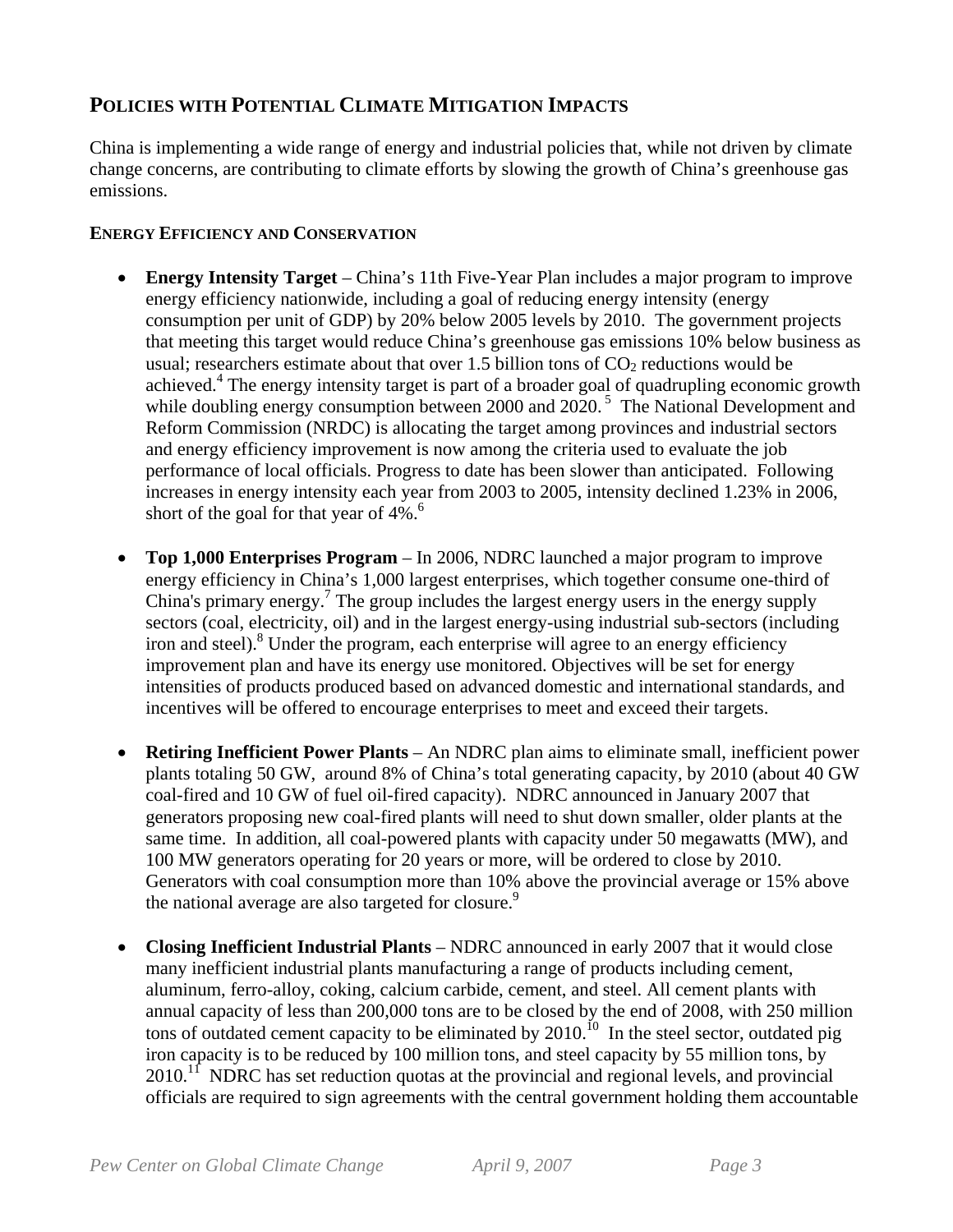## POLICIES WITH POTENTIAL CLIMATE MITIGATION IMPACTS

China is implementing a wide range of energy and industrial policies that, while not driven by climate change concerns, are contributing to climate efforts by slowing the growth of China's greenhouse gas emissions.

### ENERGY EFFICIENCY AND CONSERVATION

- **Energy Intensity Target** – China's 11th Five-Year Plan includes a major program to improve energy efficiency nationwide, including a goal of reducing energy intensity (energy consumption per unit of GDP) by 20% below 2005 levels by 2010. The government projects that meeting this target would reduce China's greenhouse gas emissions 10% below business as usual; researchers estimate about that over 1.5 billion tons of $CO_2$ reductions would be achieved.[4] The energy intensity target is part of a broader goal of quadrupling economic growth while doubling energy consumption between 2000 and 2020.[5] The National Development and Reform Commission (NRDC) is allocating the target among provinces and industrial sectors and energy efficiency improvement is now among the criteria used to evaluate the job performance of local officials. Progress to date has been slower than anticipated. Following increases in energy intensity each year from 2003 to 2005, intensity declined 1.23% in 2006, short of the goal for that year of 4%.[6]

- **Top 1,000 Enterprises Program** – In 2006, NDRC launched a major program to improve energy efficiency in China's 1,000 largest enterprises, which together consume one-third of China's primary energy.[7] The group includes the largest energy users in the energy supply sectors (coal, electricity, oil) and in the largest energy-using industrial sub-sectors (including iron and steel).[8] Under the program, each enterprise will agree to an energy efficiency improvement plan and have its energy use monitored. Objectives will be set for energy intensities of products produced based on advanced domestic and international standards, and incentives will be offered to encourage enterprises to meet and exceed their targets.

- **Retiring Inefficient Power Plants** – An NDRC plan aims to eliminate small, inefficient power plants totaling 50 GW, around 8% of China's total generating capacity, by 2010 (about 40 GW coal-fired and 10 GW of fuel oil-fired capacity). NDRC announced in January 2007 that generators proposing new coal-fired plants will need to shut down smaller, older plants at the same time. In addition, all coal-powered plants with capacity under 50 megawatts (MW), and 100 MW generators operating for 20 years or more, will be ordered to close by 2010. Generators with coal consumption more than 10% above the provincial average or 15% above the national average are also targeted for closure.[9]

- **Closing Inefficient Industrial Plants** – NDRC announced in early 2007 that it would close many inefficient industrial plants manufacturing a range of products including cement, aluminum, ferro-alloy, coking, calcium carbide, cement, and steel. All cement plants with annual capacity of less than 200,000 tons are to be closed by the end of 2008, with 250 million tons of outdated cement capacity to be eliminated by 2010.[10] In the steel sector, outdated pig iron capacity is to be reduced by 100 million tons, and steel capacity by 55 million tons, by 2010.[11] NDRC has set reduction quotas at the provincial and regional levels, and provincial officials are required to sign agreements with the central government holding them accountable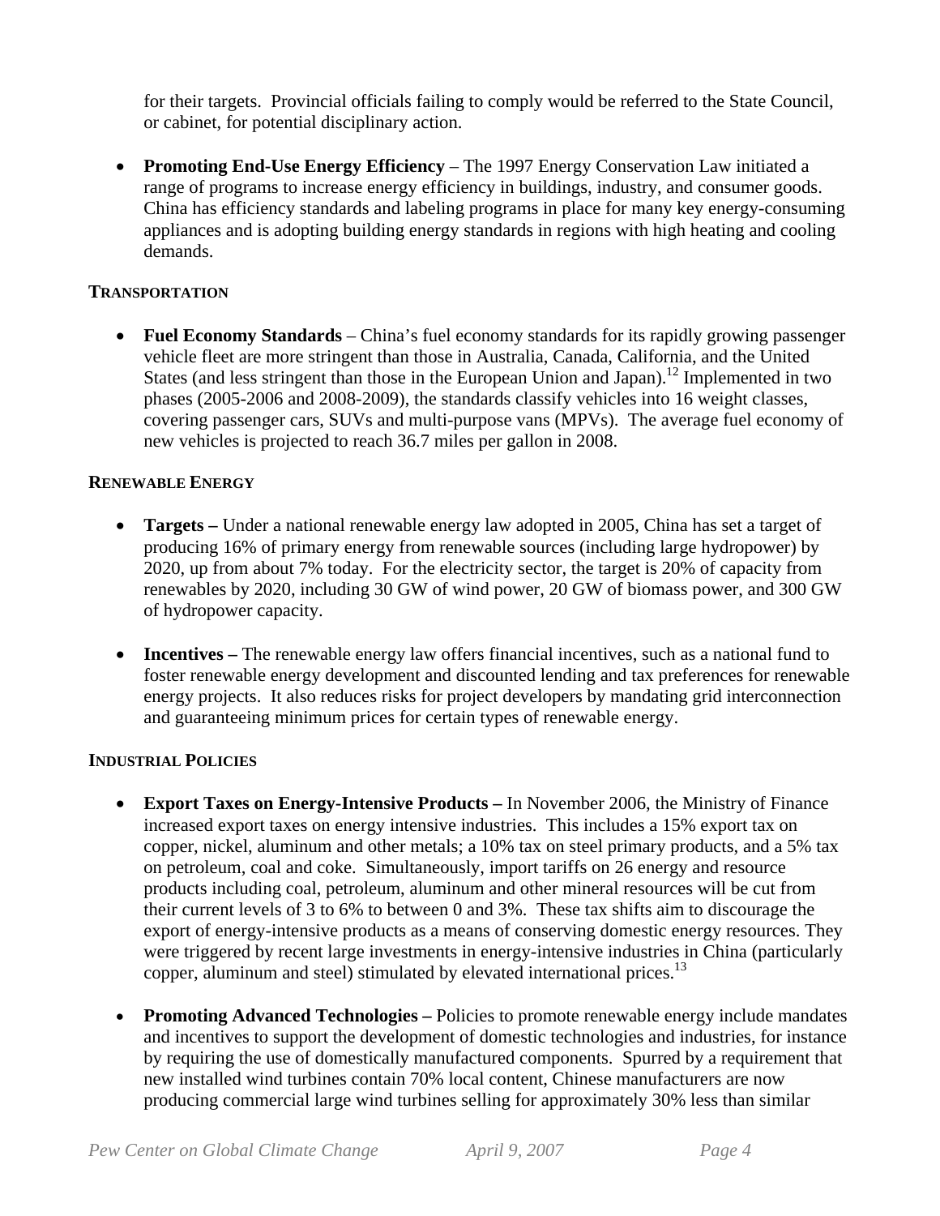for their targets. Provincial officials failing to comply would be referred to the State Council, or cabinet, for potential disciplinary action.

- **Promoting End-Use Energy Efficiency** – The 1997 Energy Conservation Law initiated a range of programs to increase energy efficiency in buildings, industry, and consumer goods. China has efficiency standards and labeling programs in place for many key energy-consuming appliances and is adopting building energy standards in regions with high heating and cooling demands.

### TRANSPORTATION

- **Fuel Economy Standards** – China's fuel economy standards for its rapidly growing passenger vehicle fleet are more stringent than those in Australia, Canada, California, and the United States (and less stringent than those in the European Union and Japan).[12] Implemented in two phases (2005-2006 and 2008-2009), the standards classify vehicles into 16 weight classes, covering passenger cars, SUVs and multi-purpose vans (MPVs). The average fuel economy of new vehicles is projected to reach 36.7 miles per gallon in 2008.

### RENEWABLE ENERGY

- **Targets –** Under a national renewable energy law adopted in 2005, China has set a target of producing 16% of primary energy from renewable sources (including large hydropower) by 2020, up from about 7% today. For the electricity sector, the target is 20% of capacity from renewables by 2020, including 30 GW of wind power, 20 GW of biomass power, and 300 GW of hydropower capacity.

- **Incentives –** The renewable energy law offers financial incentives, such as a national fund to foster renewable energy development and discounted lending and tax preferences for renewable energy projects. It also reduces risks for project developers by mandating grid interconnection and guaranteeing minimum prices for certain types of renewable energy.

### INDUSTRIAL POLICIES

- **Export Taxes on Energy-Intensive Products –** In November 2006, the Ministry of Finance increased export taxes on energy intensive industries. This includes a 15% export tax on copper, nickel, aluminum and other metals; a 10% tax on steel primary products, and a 5% tax on petroleum, coal and coke. Simultaneously, import tariffs on 26 energy and resource products including coal, petroleum, aluminum and other mineral resources will be cut from their current levels of 3 to 6% to between 0 and 3%. These tax shifts aim to discourage the export of energy-intensive products as a means of conserving domestic energy resources. They were triggered by recent large investments in energy-intensive industries in China (particularly copper, aluminum and steel) stimulated by elevated international prices.[13]

- **Promoting Advanced Technologies –** Policies to promote renewable energy include mandates and incentives to support the development of domestic technologies and industries, for instance by requiring the use of domestically manufactured components. Spurred by a requirement that new installed wind turbines contain 70% local content, Chinese manufacturers are now producing commercial large wind turbines selling for approximately 30% less than similar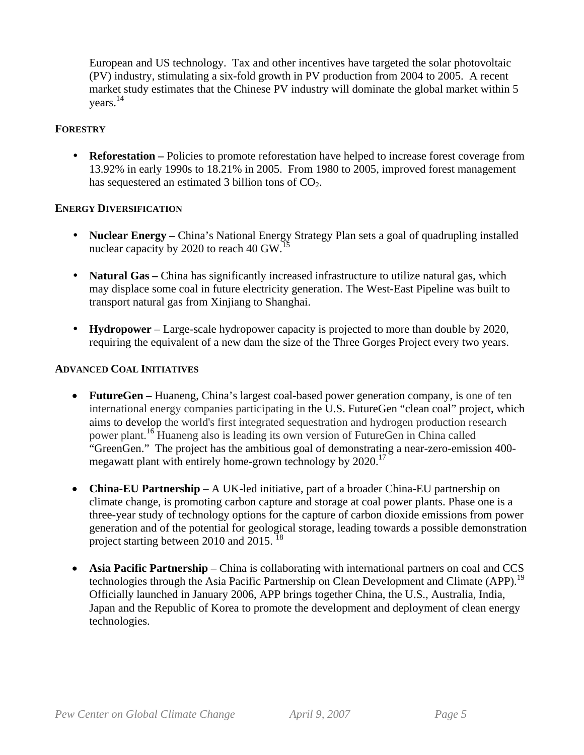European and US technology. Tax and other incentives have targeted the solar photovoltaic (PV) industry, stimulating a six-fold growth in PV production from 2004 to 2005. A recent market study estimates that the Chinese PV industry will dominate the global market within 5 years.[14]

**FORESTRY**

- **Reforestation –** Policies to promote reforestation have helped to increase forest coverage from 13.92% in early 1990s to 18.21% in 2005. From 1980 to 2005, improved forest management has sequestered an estimated 3 billion tons of $CO_2$.

**ENERGY DIVERSIFICATION**

- **Nuclear Energy –** China's National Energy Strategy Plan sets a goal of quadrupling installed nuclear capacity by 2020 to reach 40 GW.[15]

- **Natural Gas –** China has significantly increased infrastructure to utilize natural gas, which may displace some coal in future electricity generation. The West-East Pipeline was built to transport natural gas from Xinjiang to Shanghai.

- **Hydropower** – Large-scale hydropower capacity is projected to more than double by 2020, requiring the equivalent of a new dam the size of the Three Gorges Project every two years.

**ADVANCED COAL INITIATIVES**

- **FutureGen –** Huaneng, China's largest coal-based power generation company, is one of ten international energy companies participating in the U.S. FutureGen "clean coal" project, which aims to develop the world's first integrated sequestration and hydrogen production research power plant.[16] Huaneng also is leading its own version of FutureGen in China called "GreenGen." The project has the ambitious goal of demonstrating a near-zero-emission 400-megawatt plant with entirely home-grown technology by 2020.[17]

- **China-EU Partnership** – A UK-led initiative, part of a broader China-EU partnership on climate change, is promoting carbon capture and storage at coal power plants. Phase one is a three-year study of technology options for the capture of carbon dioxide emissions from power generation and of the potential for geological storage, leading towards a possible demonstration project starting between 2010 and 2015. [18]

- **Asia Pacific Partnership** – China is collaborating with international partners on coal and CCS technologies through the Asia Pacific Partnership on Clean Development and Climate (APP).[19] Officially launched in January 2006, APP brings together China, the U.S., Australia, India, Japan and the Republic of Korea to promote the development and deployment of clean energy technologies.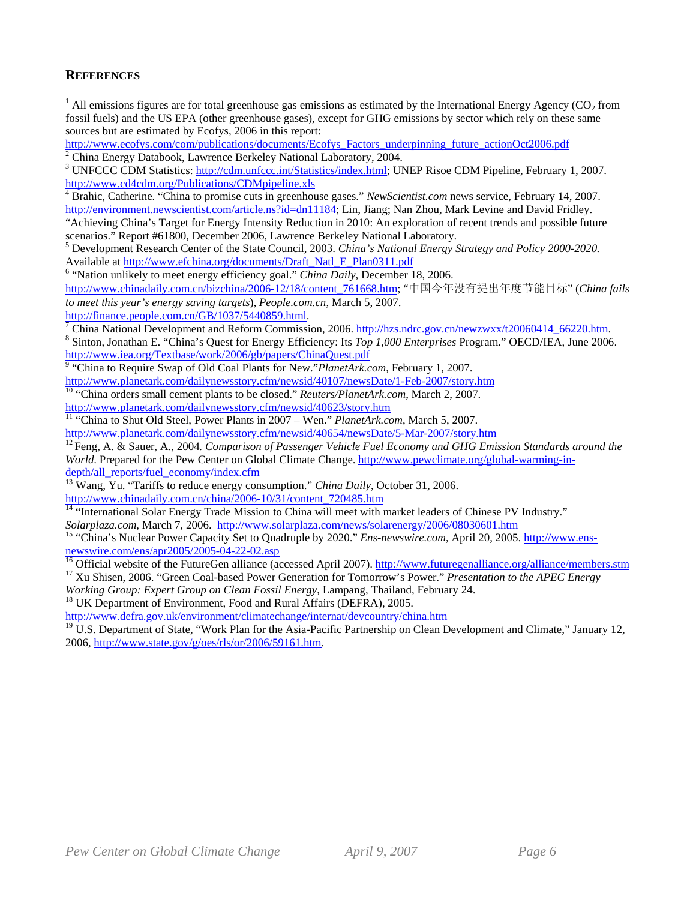## REFERENCES

[1] All emissions figures are for total greenhouse gas emissions as estimated by the International Energy Agency ($CO_2$ from fossil fuels) and the US EPA (other greenhouse gases), except for GHG emissions by sector which rely on these same sources but are estimated by Ecofys, 2006 in this report: http://www.ecofys.com/com/publications/documents/Ecofys_Factors_underpinning_future_actionOct2006.pdf

[2] China Energy Databook, Lawrence Berkeley National Laboratory, 2004.

[3] UNFCCC CDM Statistics: http://cdm.unfccc.int/Statistics/index.html; UNEP Risoe CDM Pipeline, February 1, 2007. http://www.cd4cdm.org/Publications/CDMpipeline.xls

[4] Brahic, Catherine. "China to promise cuts in greenhouse gases." *NewScientist.com* news service, February 14, 2007. http://environment.newscientist.com/article.ns?id=dn11184; Lin, Jiang; Nan Zhou, Mark Levine and David Fridley. "Achieving China's Target for Energy Intensity Reduction in 2010: An exploration of recent trends and possible future scenarios." Report #61800, December 2006, Lawrence Berkeley National Laboratory.

[5] Development Research Center of the State Council, 2003. *China's National Energy Strategy and Policy 2000-2020.* Available at http://www.efchina.org/documents/Draft_Natl_E_Plan0311.pdf

[6] "Nation unlikely to meet energy efficiency goal." *China Daily*, December 18, 2006. http://www.chinadaily.com.cn/bizchina/2006-12/18/content_761668.htm; "中国今年没有提出年度节能目标" (*China fails to meet this year's energy saving targets*), *People.com.cn*, March 5, 2007. http://finance.people.com.cn/GB/1037/5440859.html.

[7] China National Development and Reform Commission, 2006. http://hzs.ndrc.gov.cn/newzwxx/t20060414_66220.htm.

[8] Sinton, Jonathan E. "China's Quest for Energy Efficiency: Its *Top 1,000 Enterprises* Program." OECD/IEA, June 2006. http://www.iea.org/Textbase/work/2006/gb/papers/ChinaQuest.pdf

[9] "China to Require Swap of Old Coal Plants for New."*PlanetArk.com*, February 1, 2007. http://www.planetark.com/dailynewsstory.cfm/newsid/40107/newsDate/1-Feb-2007/story.htm

[10] "China orders small cement plants to be closed." *Reuters/PlanetArk.com*, March 2, 2007. http://www.planetark.com/dailynewsstory.cfm/newsid/40623/story.htm

[11] "China to Shut Old Steel, Power Plants in 2007 – Wen." *PlanetArk.com*, March 5, 2007. http://www.planetark.com/dailynewsstory.cfm/newsid/40654/newsDate/5-Mar-2007/story.htm

[12] Feng, A. & Sauer, A., 2004*. Comparison of Passenger Vehicle Fuel Economy and GHG Emission Standards around the World.* Prepared for the Pew Center on Global Climate Change. http://www.pewclimate.org/global-warming-in-depth/all_reports/fuel_economy/index.cfm

[13] Wang, Yu. "Tariffs to reduce energy consumption." *China Daily*, October 31, 2006. http://www.chinadaily.com.cn/china/2006-10/31/content_720485.htm

[14] "International Solar Energy Trade Mission to China will meet with market leaders of Chinese PV Industry." *Solarplaza.com*, March 7, 2006. http://www.solarplaza.com/news/solarenergy/2006/08030601.htm

[15] "China's Nuclear Power Capacity Set to Quadruple by 2020." *Ens-newswire.com*, April 20, 2005. http://www.ens-newswire.com/ens/apr2005/2005-04-22-02.asp

[16] Official website of the FutureGen alliance (accessed April 2007). http://www.futuregenalliance.org/alliance/members.stm

[17] Xu Shisen, 2006. "Green Coal-based Power Generation for Tomorrow's Power." *Presentation to the APEC Energy Working Group: Expert Group on Clean Fossil Energy*, Lampang, Thailand, February 24.

[18] UK Department of Environment, Food and Rural Affairs (DEFRA), 2005. http://www.defra.gov.uk/environment/climatechange/internat/devcountry/china.htm

[19] U.S. Department of State, "Work Plan for the Asia-Pacific Partnership on Clean Development and Climate," January 12, 2006, http://www.state.gov/g/oes/rls/or/2006/59161.htm.